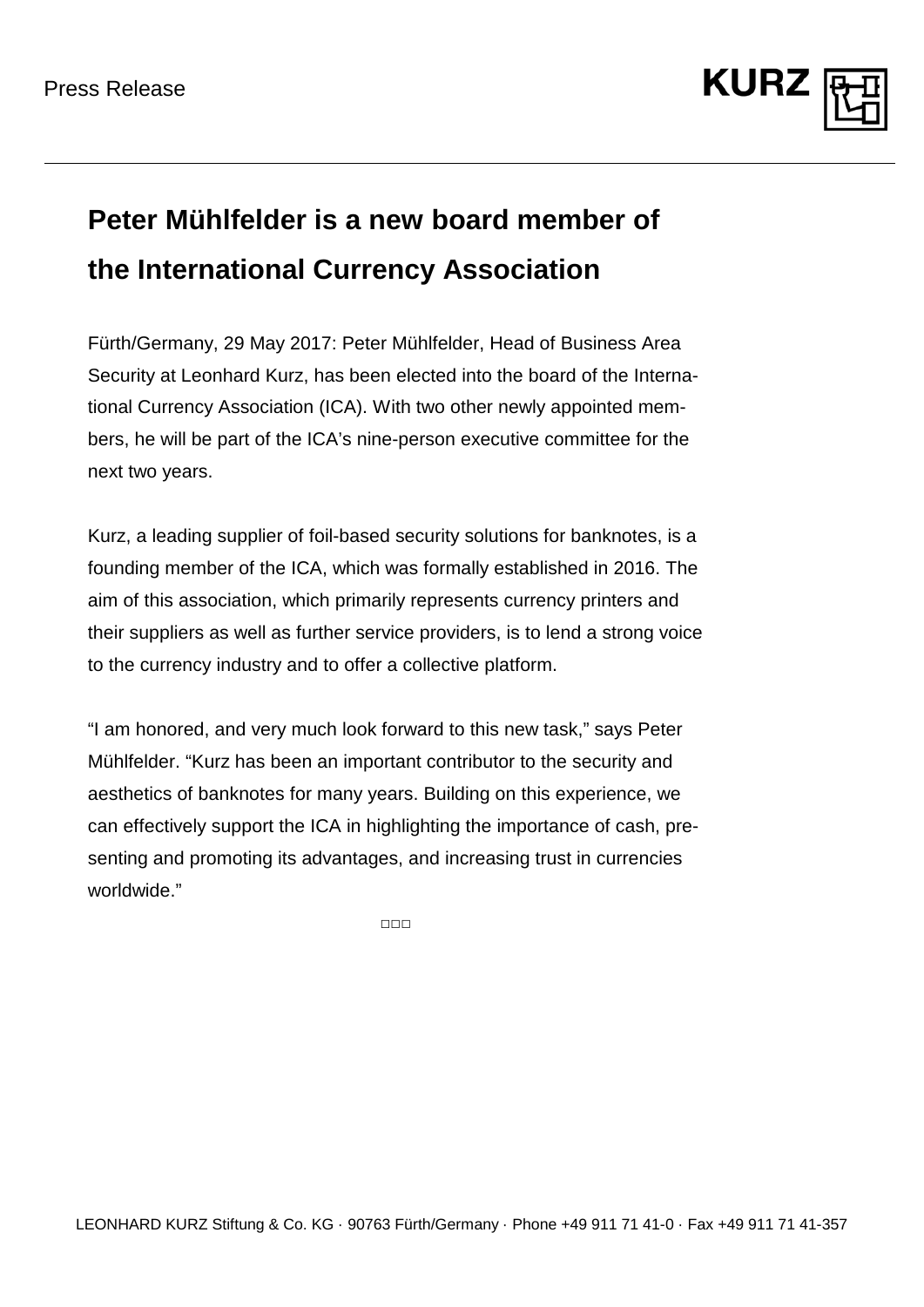Press Release

# Peter Mühlfelder is a new board member of the International Currency Association

Fürth/Germany, 29 May 2017: Peter Mühlfelder, Head of Business Area Security at Leonhard Kurz, has been elected into the board of the International Currency Association (ICA). With two other newly appointed members, he will be part of the ICA's nine-person executive committee for the next two years.

Kurz, a leading supplier of foil-based security solutions for banknotes, is a founding member of the ICA, which was formally established in 2016. The aim of this association, which primarily represents currency printers and their suppliers as well as further service providers, is to lend a strong voice to the currency industry and to offer a collective platform.

"I am honored, and very much look forward to this new task," says Peter Mühlfelder. "Kurz has been an important contributor to the security and aesthetics of banknotes for many years. Building on this experience, we can effectively support the ICA in highlighting the importance of cash, presenting and promoting its advantages, and increasing trust in currencies worldwide."

□□□

LEONHARD KURZ Stiftung & Co. KG · 90763 Fürth/Germany · Phone +49 911 71 41-0 · Fax +49 911 71 41-357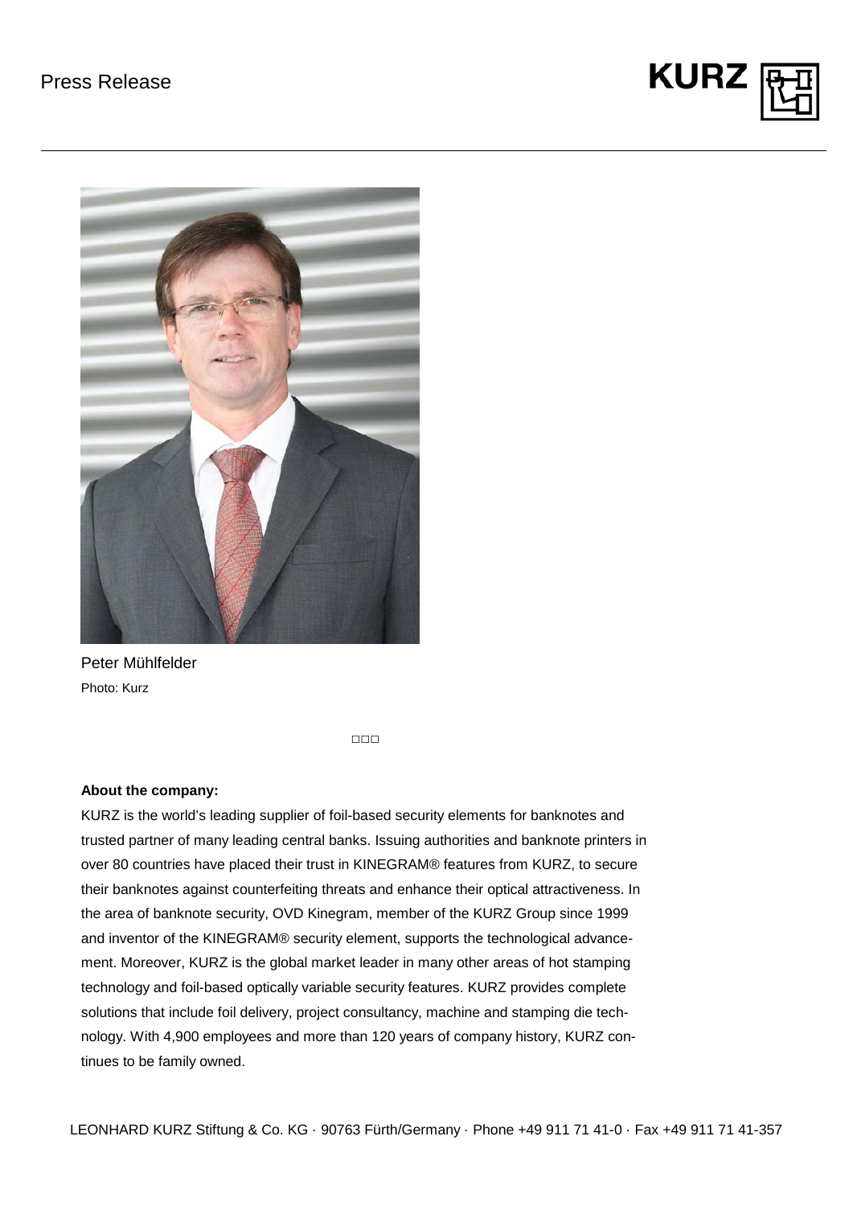Peter Mühlfelder
Photo: Kurz

□□□

**About the company:**

KURZ is the world's leading supplier of foil-based security elements for banknotes and trusted partner of many leading central banks. Issuing authorities and banknote printers in over 80 countries have placed their trust in KINEGRAM® features from KURZ, to secure their banknotes against counterfeiting threats and enhance their optical attractiveness. In the area of banknote security, OVD Kinegram, member of the KURZ Group since 1999 and inventor of the KINEGRAM® security element, supports the technological advancement. Moreover, KURZ is the global market leader in many other areas of hot stamping technology and foil-based optically variable security features. KURZ provides complete solutions that include foil delivery, project consultancy, machine and stamping die technology. With 4,900 employees and more than 120 years of company history, KURZ continues to be family owned.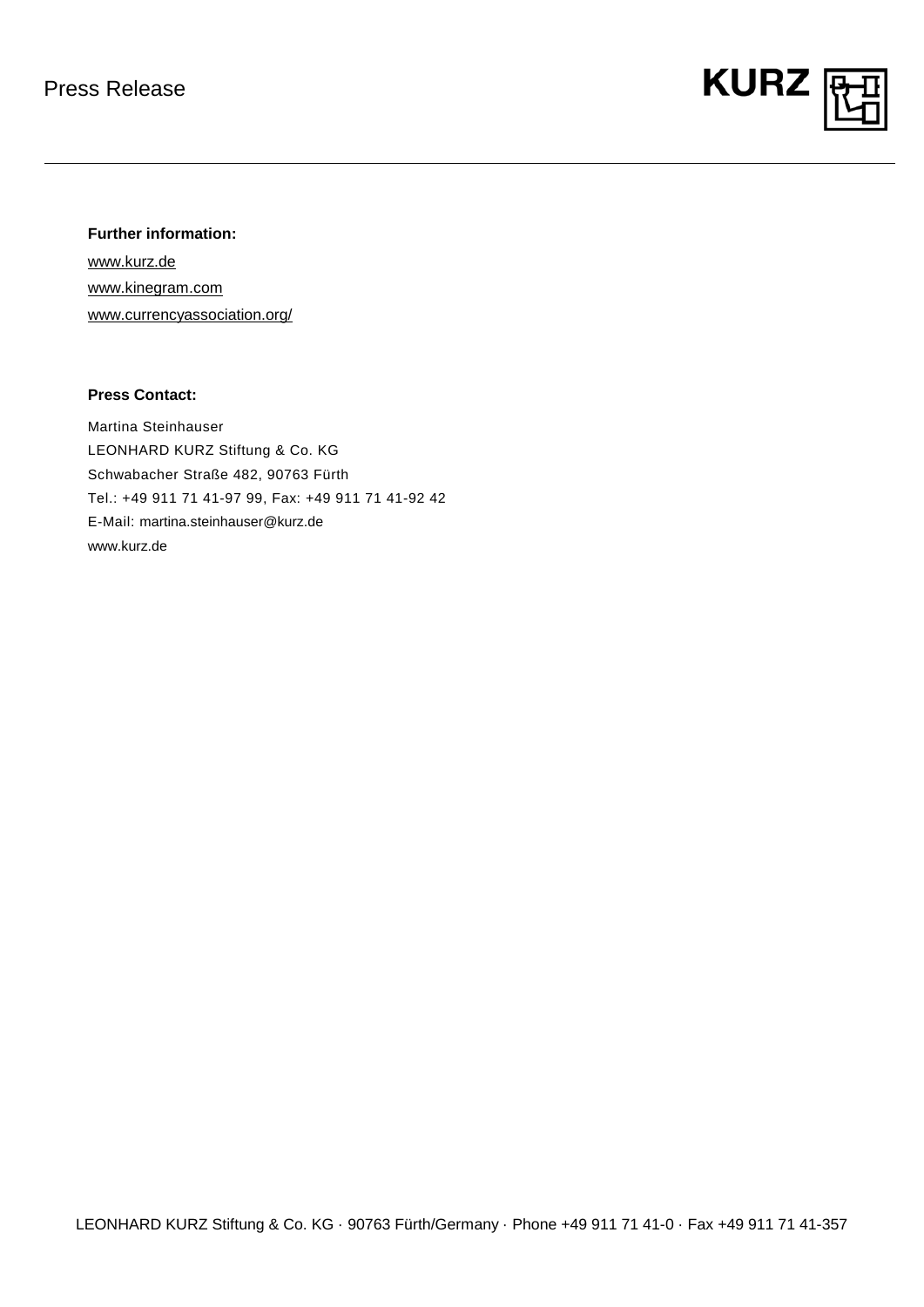**Further information:**

www.kurz.de

www.kinegram.com

www.currencyassociation.org/

**Press Contact:**

Martina Steinhauser
LEONHARD KURZ Stiftung & Co. KG
Schwabacher Straße 482, 90763 Fürth
Tel.: +49 911 71 41-97 99, Fax: +49 911 71 41-92 42
E-Mail: martina.steinhauser@kurz.de
www.kurz.de